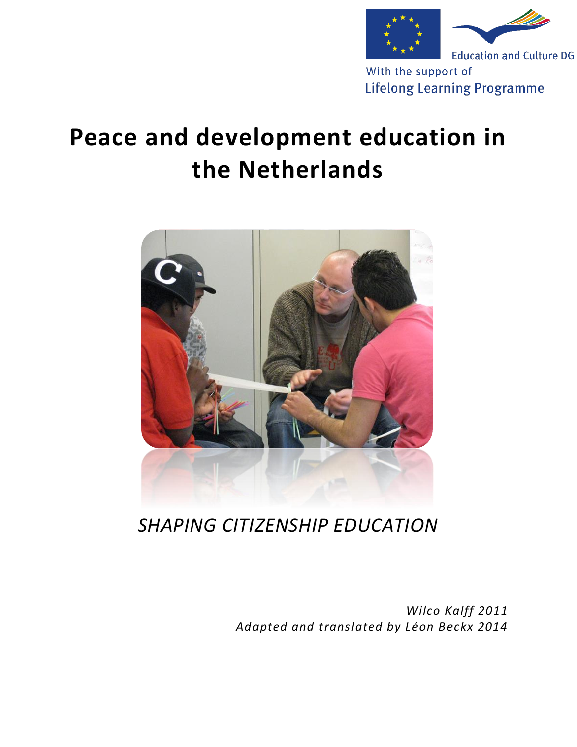Education and Culture DG

With the support of
Lifelong Learning Programme

# Peace and development education in the Netherlands

*SHAPING CITIZENSHIP EDUCATION*

*Wilco Kalff 2011*
*Adapted and translated by Léon Beckx 2014*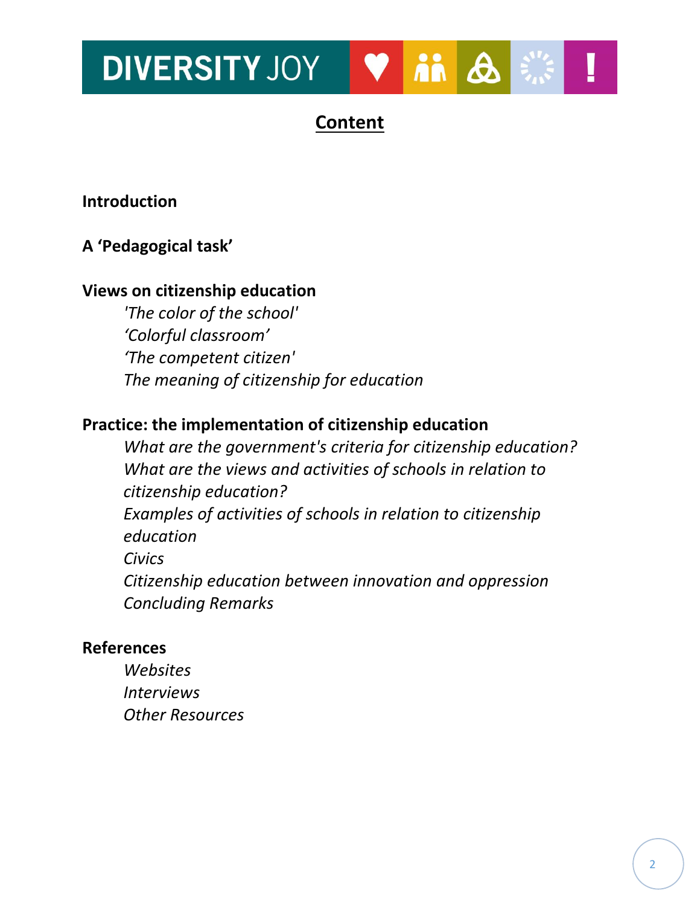# Content

**Introduction**

**A 'Pedagogical task'**

**Views on citizenship education**

*'The color of the school'*
*'Colorful classroom'*
*'The competent citizen'*
*The meaning of citizenship for education*

**Practice: the implementation of citizenship education**

*What are the government's criteria for citizenship education?*
*What are the views and activities of schools in relation to citizenship education?*
*Examples of activities of schools in relation to citizenship education*
*Civics*
*Citizenship education between innovation and oppression*
*Concluding Remarks*

**References**

*Websites*
*Interviews*
*Other Resources*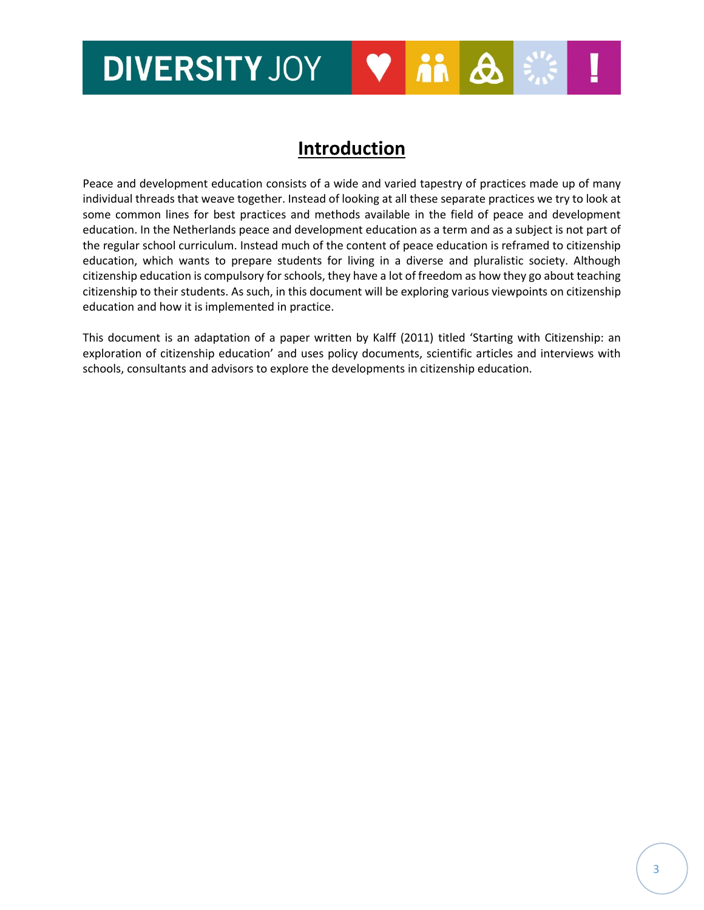# Introduction

Peace and development education consists of a wide and varied tapestry of practices made up of many individual threads that weave together. Instead of looking at all these separate practices we try to look at some common lines for best practices and methods available in the field of peace and development education. In the Netherlands peace and development education as a term and as a subject is not part of the regular school curriculum. Instead much of the content of peace education is reframed to citizenship education, which wants to prepare students for living in a diverse and pluralistic society. Although citizenship education is compulsory for schools, they have a lot of freedom as how they go about teaching citizenship to their students. As such, in this document will be exploring various viewpoints on citizenship education and how it is implemented in practice.

This document is an adaptation of a paper written by Kalff (2011) titled 'Starting with Citizenship: an exploration of citizenship education' and uses policy documents, scientific articles and interviews with schools, consultants and advisors to explore the developments in citizenship education.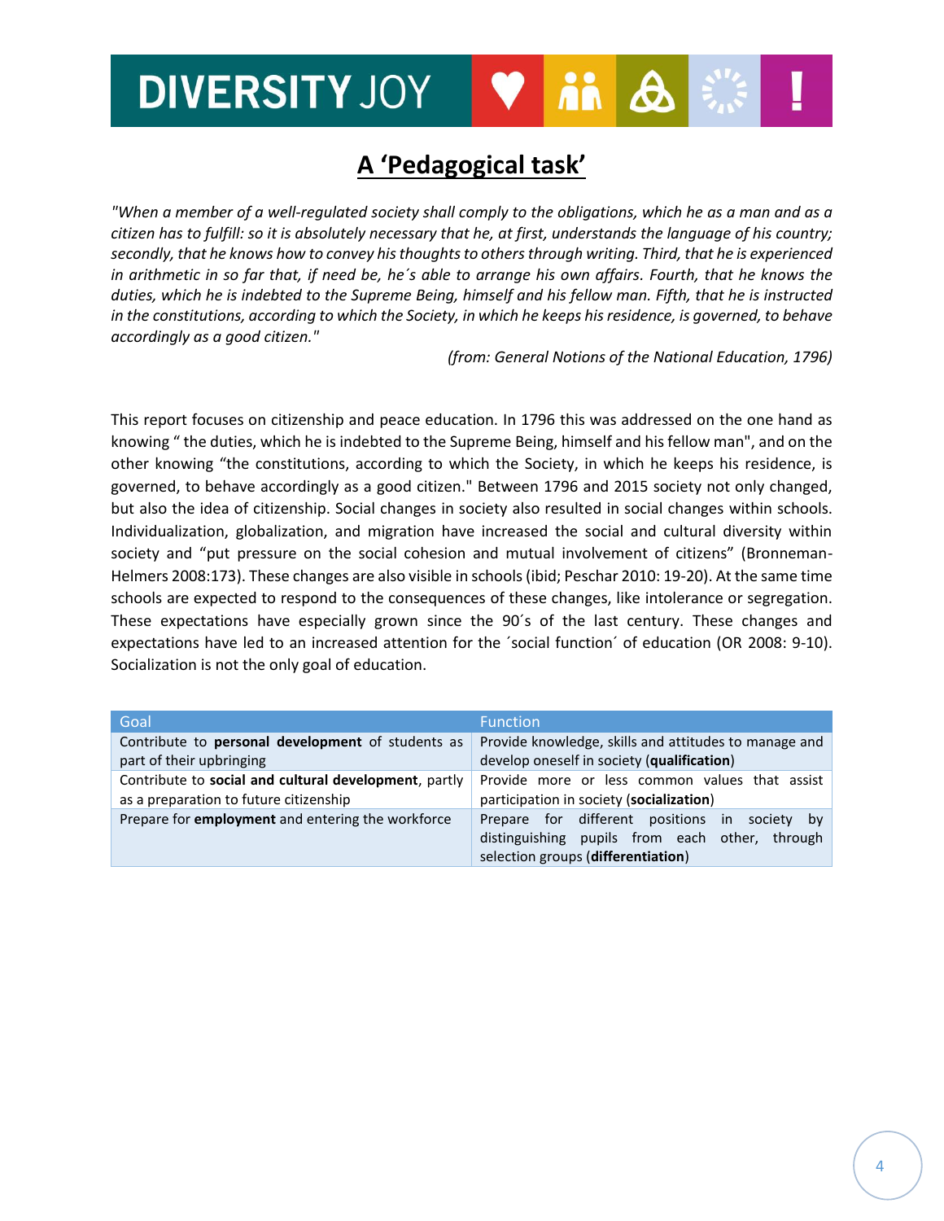# A 'Pedagogical task'

*"When a member of a well-regulated society shall comply to the obligations, which he as a man and as a citizen has to fulfill: so it is absolutely necessary that he, at first, understands the language of his country; secondly, that he knows how to convey his thoughts to others through writing. Third, that he is experienced in arithmetic in so far that, if need be, he´s able to arrange his own affairs. Fourth, that he knows the duties, which he is indebted to the Supreme Being, himself and his fellow man. Fifth, that he is instructed in the constitutions, according to which the Society, in which he keeps his residence, is governed, to behave accordingly as a good citizen."*

*(from: General Notions of the National Education, 1796)*

This report focuses on citizenship and peace education. In 1796 this was addressed on the one hand as knowing " the duties, which he is indebted to the Supreme Being, himself and his fellow man", and on the other knowing "the constitutions, according to which the Society, in which he keeps his residence, is governed, to behave accordingly as a good citizen." Between 1796 and 2015 society not only changed, but also the idea of citizenship. Social changes in society also resulted in social changes within schools. Individualization, globalization, and migration have increased the social and cultural diversity within society and "put pressure on the social cohesion and mutual involvement of citizens" (Bronneman-Helmers 2008:173). These changes are also visible in schools (ibid; Peschar 2010: 19-20). At the same time schools are expected to respond to the consequences of these changes, like intolerance or segregation. These expectations have especially grown since the 90´s of the last century. These changes and expectations have led to an increased attention for the ´social function´ of education (OR 2008: 9-10). Socialization is not the only goal of education.

| Goal | Function |
|---|---|
| Contribute to **personal development** of students as part of their upbringing | Provide knowledge, skills and attitudes to manage and develop oneself in society (**qualification**) |
| Contribute to **social and cultural development**, partly as a preparation to future citizenship | Provide more or less common values that assist participation in society (**socialization**) |
| Prepare for **employment** and entering the workforce | Prepare for different positions in society by distinguishing pupils from each other, through selection groups (**differentiation**) |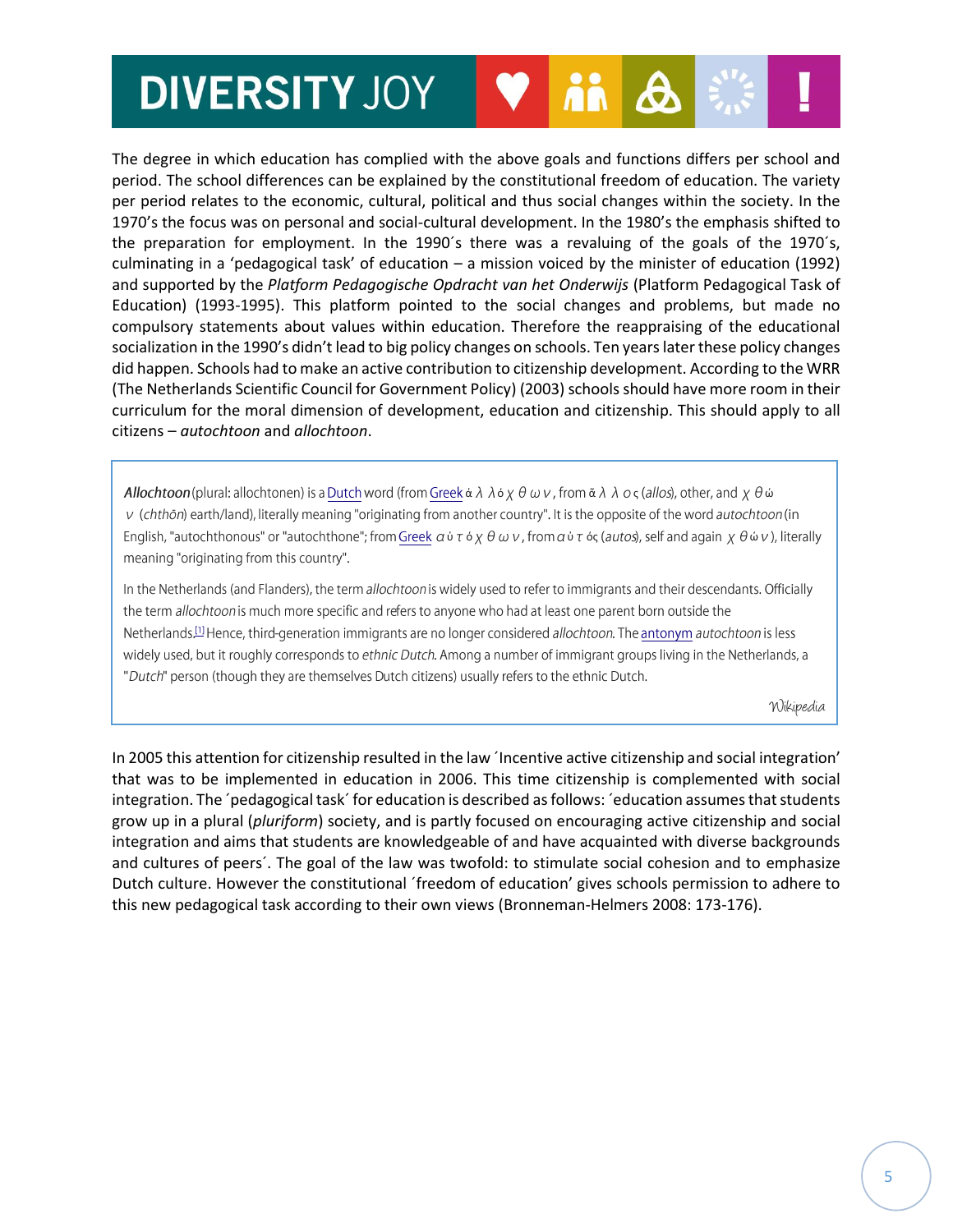The degree in which education has complied with the above goals and functions differs per school and period. The school differences can be explained by the constitutional freedom of education. The variety per period relates to the economic, cultural, political and thus social changes within the society. In the 1970's the focus was on personal and social-cultural development. In the 1980's the emphasis shifted to the preparation for employment. In the 1990´s there was a revaluing of the goals of the 1970´s, culminating in a 'pedagogical task' of education – a mission voiced by the minister of education (1992) and supported by the *Platform Pedagogische Opdracht van het Onderwijs* (Platform Pedagogical Task of Education) (1993-1995). This platform pointed to the social changes and problems, but made no compulsory statements about values within education. Therefore the reappraising of the educational socialization in the 1990's didn't lead to big policy changes on schools. Ten years later these policy changes did happen. Schools had to make an active contribution to citizenship development. According to the WRR (The Netherlands Scientific Council for Government Policy) (2003) schools should have more room in their curriculum for the moral dimension of development, education and citizenship. This should apply to all citizens – *autochtoon* and *allochtoon*.

> ***Allochtoon*** (plural: allochtonen) is a Dutch word (from Greek ἀλλόχθων, from ἄλλος (*allos*), other, and χθών (*chthōn*) earth/land), literally meaning "originating from another country". It is the opposite of the word *autochtoon* (in English, "autochthonous" or "autochthone"; from Greek αὐτόχθων, from αὐτός (*autos*), self and again χθών), literally meaning "originating from this country".
>
> In the Netherlands (and Flanders), the term *allochtoon* is widely used to refer to immigrants and their descendants. Officially the term *allochtoon* is much more specific and refers to anyone who had at least one parent born outside the Netherlands.[1] Hence, third-generation immigrants are no longer considered *allochtoon*. The antonym *autochtoon* is less widely used, but it roughly corresponds to *ethnic Dutch*. Among a number of immigrant groups living in the Netherlands, a "*Dutch*" person (though they are themselves Dutch citizens) usually refers to the ethnic Dutch.
>
> *Wikipedia*

In 2005 this attention for citizenship resulted in the law ´Incentive active citizenship and social integration' that was to be implemented in education in 2006. This time citizenship is complemented with social integration. The ´pedagogical task´ for education is described as follows: ´education assumes that students grow up in a plural (*pluriform*) society, and is partly focused on encouraging active citizenship and social integration and aims that students are knowledgeable of and have acquainted with diverse backgrounds and cultures of peers´. The goal of the law was twofold: to stimulate social cohesion and to emphasize Dutch culture. However the constitutional ´freedom of education' gives schools permission to adhere to this new pedagogical task according to their own views (Bronneman-Helmers 2008: 173-176).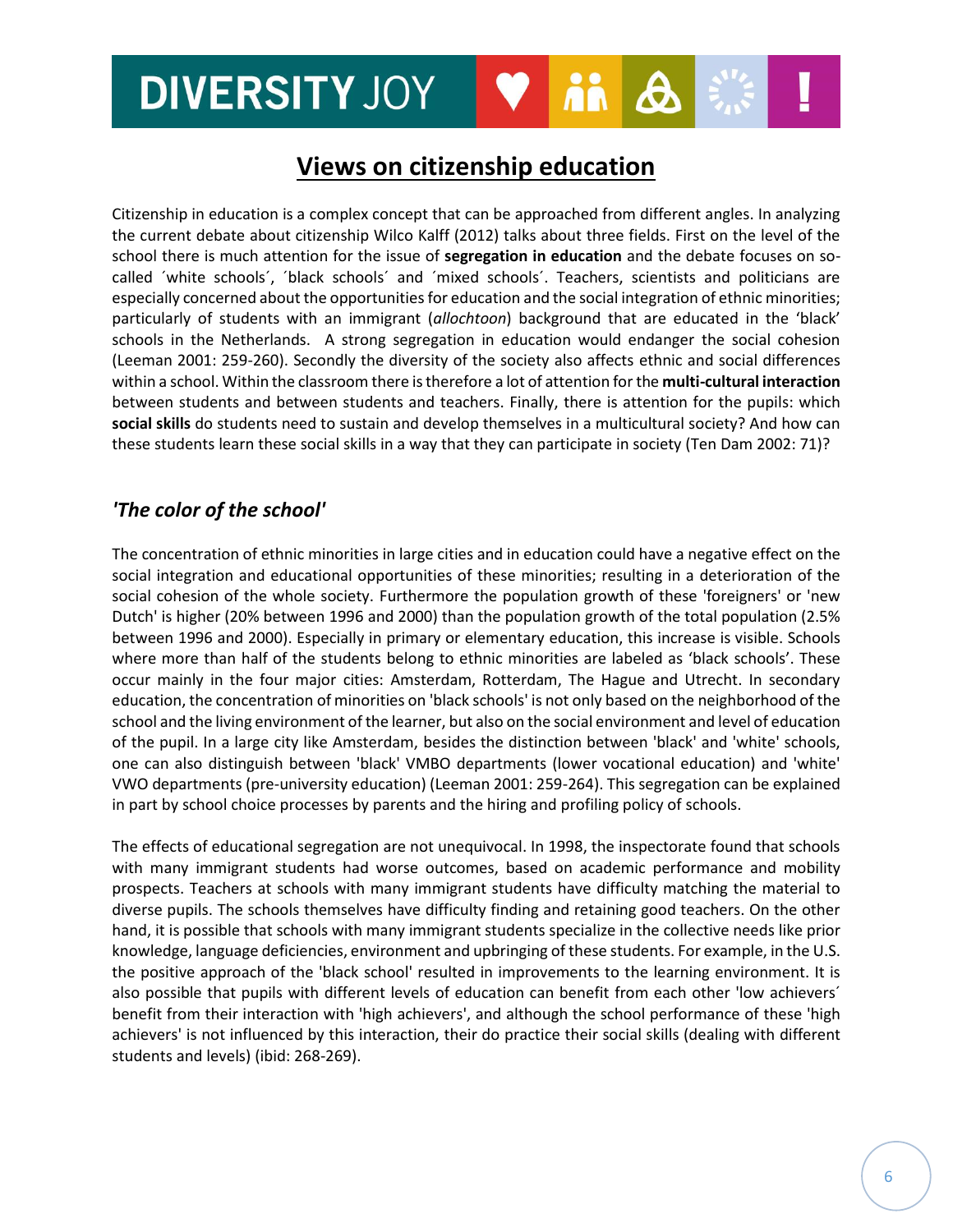## Views on citizenship education

Citizenship in education is a complex concept that can be approached from different angles. In analyzing the current debate about citizenship Wilco Kalff (2012) talks about three fields. First on the level of the school there is much attention for the issue of **segregation in education** and the debate focuses on so-called ´white schools´, ´black schools´ and ´mixed schools´. Teachers, scientists and politicians are especially concerned about the opportunities for education and the social integration of ethnic minorities; particularly of students with an immigrant (*allochtoon*) background that are educated in the 'black' schools in the Netherlands. A strong segregation in education would endanger the social cohesion (Leeman 2001: 259-260). Secondly the diversity of the society also affects ethnic and social differences within a school. Within the classroom there is therefore a lot of attention for the **multi-cultural interaction** between students and between students and teachers. Finally, there is attention for the pupils: which **social skills** do students need to sustain and develop themselves in a multicultural society? And how can these students learn these social skills in a way that they can participate in society (Ten Dam 2002: 71)?

### *'The color of the school'*

The concentration of ethnic minorities in large cities and in education could have a negative effect on the social integration and educational opportunities of these minorities; resulting in a deterioration of the social cohesion of the whole society. Furthermore the population growth of these 'foreigners' or 'new Dutch' is higher (20% between 1996 and 2000) than the population growth of the total population (2.5% between 1996 and 2000). Especially in primary or elementary education, this increase is visible. Schools where more than half of the students belong to ethnic minorities are labeled as 'black schools'. These occur mainly in the four major cities: Amsterdam, Rotterdam, The Hague and Utrecht. In secondary education, the concentration of minorities on 'black schools' is not only based on the neighborhood of the school and the living environment of the learner, but also on the social environment and level of education of the pupil. In a large city like Amsterdam, besides the distinction between 'black' and 'white' schools, one can also distinguish between 'black' VMBO departments (lower vocational education) and 'white' VWO departments (pre-university education) (Leeman 2001: 259-264). This segregation can be explained in part by school choice processes by parents and the hiring and profiling policy of schools.

The effects of educational segregation are not unequivocal. In 1998, the inspectorate found that schools with many immigrant students had worse outcomes, based on academic performance and mobility prospects. Teachers at schools with many immigrant students have difficulty matching the material to diverse pupils. The schools themselves have difficulty finding and retaining good teachers. On the other hand, it is possible that schools with many immigrant students specialize in the collective needs like prior knowledge, language deficiencies, environment and upbringing of these students. For example, in the U.S. the positive approach of the 'black school' resulted in improvements to the learning environment. It is also possible that pupils with different levels of education can benefit from each other 'low achievers´ benefit from their interaction with 'high achievers', and although the school performance of these 'high achievers' is not influenced by this interaction, their do practice their social skills (dealing with different students and levels) (ibid: 268-269).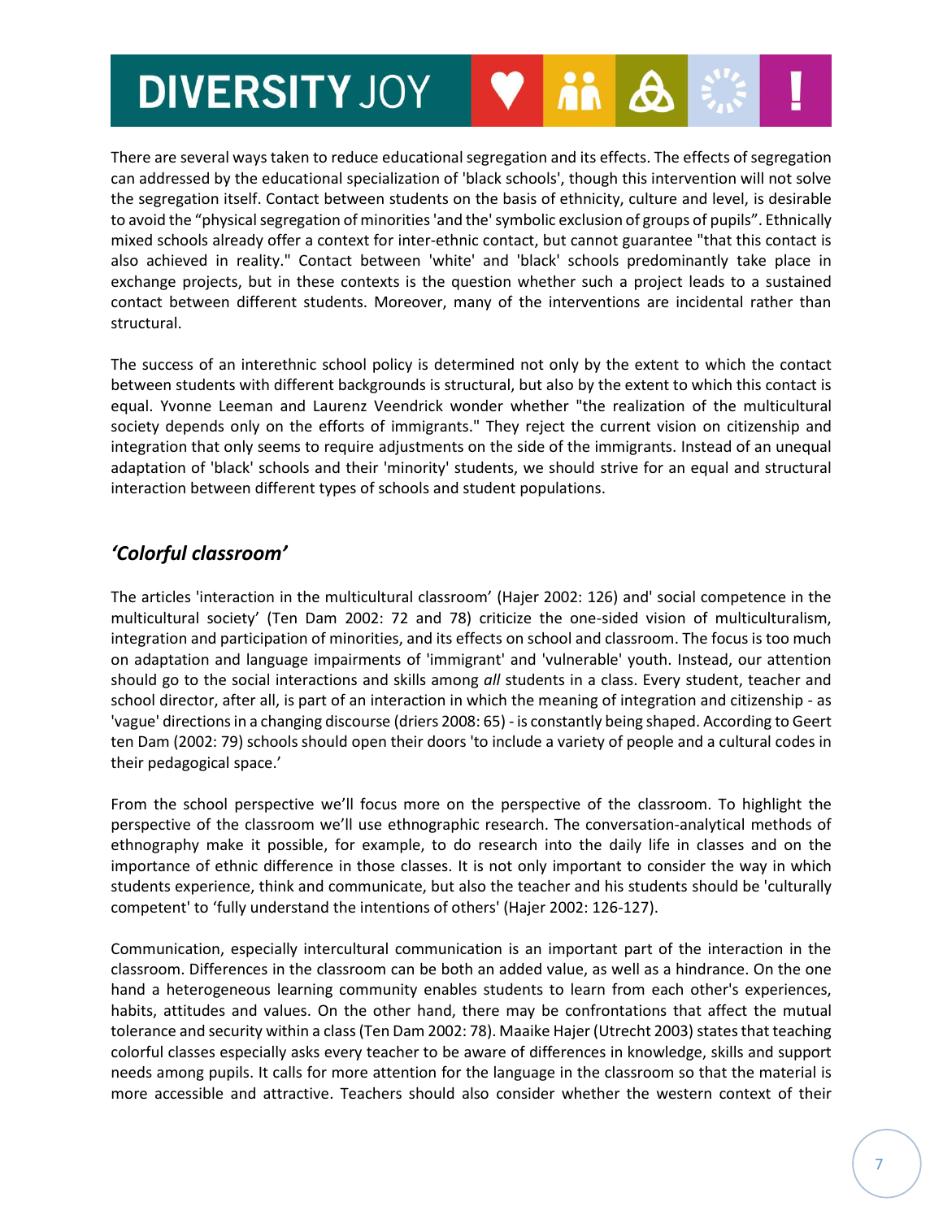There are several ways taken to reduce educational segregation and its effects. The effects of segregation can addressed by the educational specialization of 'black schools', though this intervention will not solve the segregation itself. Contact between students on the basis of ethnicity, culture and level, is desirable to avoid the “physical segregation of minorities 'and the' symbolic exclusion of groups of pupils”. Ethnically mixed schools already offer a context for inter-ethnic contact, but cannot guarantee "that this contact is also achieved in reality." Contact between 'white' and 'black' schools predominantly take place in exchange projects, but in these contexts is the question whether such a project leads to a sustained contact between different students. Moreover, many of the interventions are incidental rather than structural.

The success of an interethnic school policy is determined not only by the extent to which the contact between students with different backgrounds is structural, but also by the extent to which this contact is equal. Yvonne Leeman and Laurenz Veendrick wonder whether "the realization of the multicultural society depends only on the efforts of immigrants." They reject the current vision on citizenship and integration that only seems to require adjustments on the side of the immigrants. Instead of an unequal adaptation of 'black' schools and their 'minority' students, we should strive for an equal and structural interaction between different types of schools and student populations.

## *‘Colorful classroom’*

The articles 'interaction in the multicultural classroom’ (Hajer 2002: 126) and' social competence in the multicultural society’ (Ten Dam 2002: 72 and 78) criticize the one-sided vision of multiculturalism, integration and participation of minorities, and its effects on school and classroom. The focus is too much on adaptation and language impairments of 'immigrant' and 'vulnerable' youth. Instead, our attention should go to the social interactions and skills among *all* students in a class. Every student, teacher and school director, after all, is part of an interaction in which the meaning of integration and citizenship - as 'vague' directions in a changing discourse (driers 2008: 65) - is constantly being shaped. According to Geert ten Dam (2002: 79) schools should open their doors 'to include a variety of people and a cultural codes in their pedagogical space.’

From the school perspective we’ll focus more on the perspective of the classroom. To highlight the perspective of the classroom we’ll use ethnographic research. The conversation-analytical methods of ethnography make it possible, for example, to do research into the daily life in classes and on the importance of ethnic difference in those classes. It is not only important to consider the way in which students experience, think and communicate, but also the teacher and his students should be 'culturally competent' to ‘fully understand the intentions of others' (Hajer 2002: 126-127).

Communication, especially intercultural communication is an important part of the interaction in the classroom. Differences in the classroom can be both an added value, as well as a hindrance. On the one hand a heterogeneous learning community enables students to learn from each other's experiences, habits, attitudes and values. On the other hand, there may be confrontations that affect the mutual tolerance and security within a class (Ten Dam 2002: 78). Maaike Hajer (Utrecht 2003) states that teaching colorful classes especially asks every teacher to be aware of differences in knowledge, skills and support needs among pupils. It calls for more attention for the language in the classroom so that the material is more accessible and attractive. Teachers should also consider whether the western context of their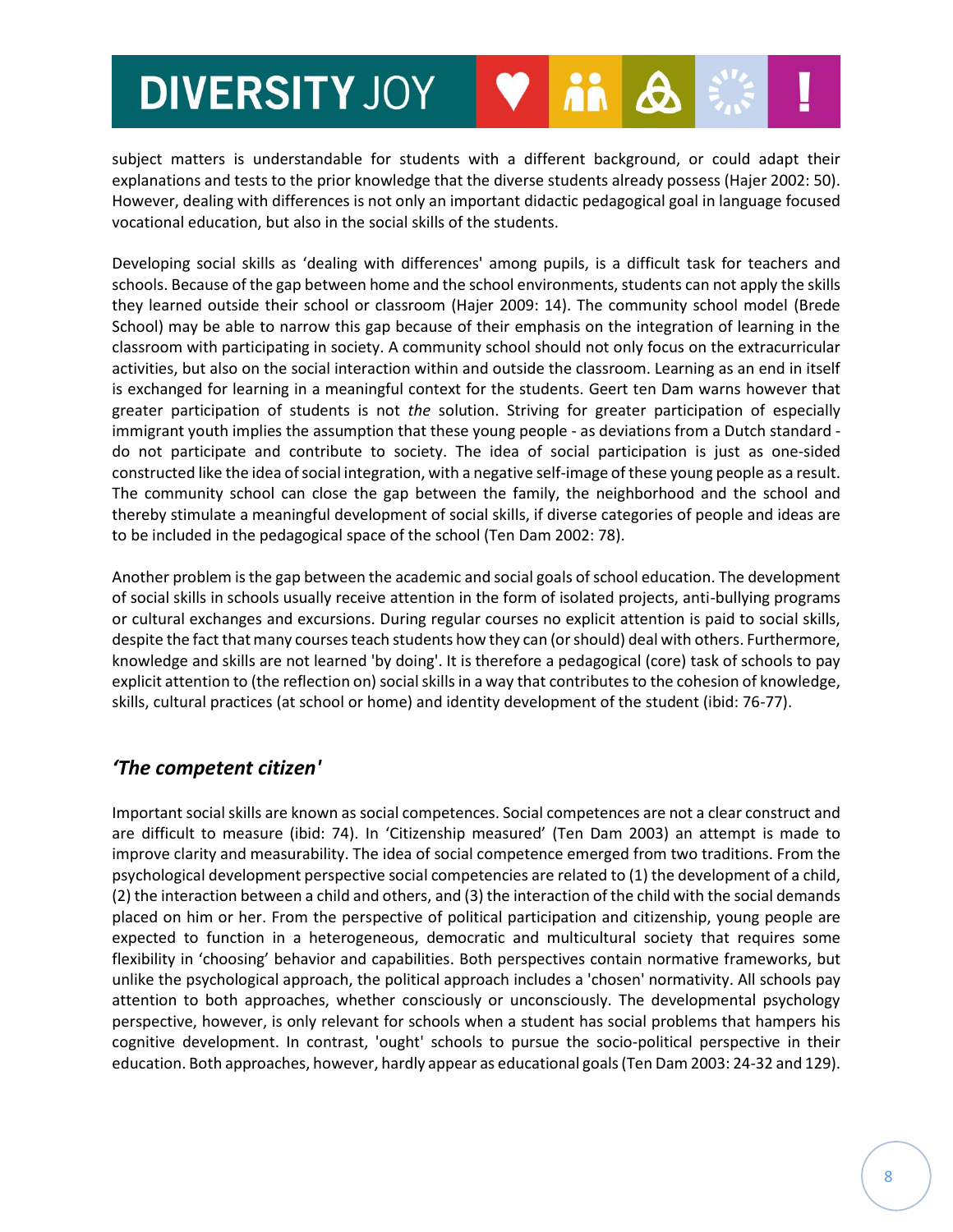subject matters is understandable for students with a different background, or could adapt their explanations and tests to the prior knowledge that the diverse students already possess (Hajer 2002: 50). However, dealing with differences is not only an important didactic pedagogical goal in language focused vocational education, but also in the social skills of the students.

Developing social skills as 'dealing with differences' among pupils, is a difficult task for teachers and schools. Because of the gap between home and the school environments, students can not apply the skills they learned outside their school or classroom (Hajer 2009: 14). The community school model (Brede School) may be able to narrow this gap because of their emphasis on the integration of learning in the classroom with participating in society. A community school should not only focus on the extracurricular activities, but also on the social interaction within and outside the classroom. Learning as an end in itself is exchanged for learning in a meaningful context for the students. Geert ten Dam warns however that greater participation of students is not *the* solution. Striving for greater participation of especially immigrant youth implies the assumption that these young people - as deviations from a Dutch standard - do not participate and contribute to society. The idea of social participation is just as one-sided constructed like the idea of social integration, with a negative self-image of these young people as a result. The community school can close the gap between the family, the neighborhood and the school and thereby stimulate a meaningful development of social skills, if diverse categories of people and ideas are to be included in the pedagogical space of the school (Ten Dam 2002: 78).

Another problem is the gap between the academic and social goals of school education. The development of social skills in schools usually receive attention in the form of isolated projects, anti-bullying programs or cultural exchanges and excursions. During regular courses no explicit attention is paid to social skills, despite the fact that many courses teach students how they can (or should) deal with others. Furthermore, knowledge and skills are not learned 'by doing'. It is therefore a pedagogical (core) task of schools to pay explicit attention to (the reflection on) social skills in a way that contributes to the cohesion of knowledge, skills, cultural practices (at school or home) and identity development of the student (ibid: 76-77).

## *'The competent citizen'*

Important social skills are known as social competences. Social competences are not a clear construct and are difficult to measure (ibid: 74). In 'Citizenship measured' (Ten Dam 2003) an attempt is made to improve clarity and measurability. The idea of social competence emerged from two traditions. From the psychological development perspective social competencies are related to (1) the development of a child, (2) the interaction between a child and others, and (3) the interaction of the child with the social demands placed on him or her. From the perspective of political participation and citizenship, young people are expected to function in a heterogeneous, democratic and multicultural society that requires some flexibility in 'choosing' behavior and capabilities. Both perspectives contain normative frameworks, but unlike the psychological approach, the political approach includes a 'chosen' normativity. All schools pay attention to both approaches, whether consciously or unconsciously. The developmental psychology perspective, however, is only relevant for schools when a student has social problems that hampers his cognitive development. In contrast, 'ought' schools to pursue the socio-political perspective in their education. Both approaches, however, hardly appear as educational goals (Ten Dam 2003: 24-32 and 129).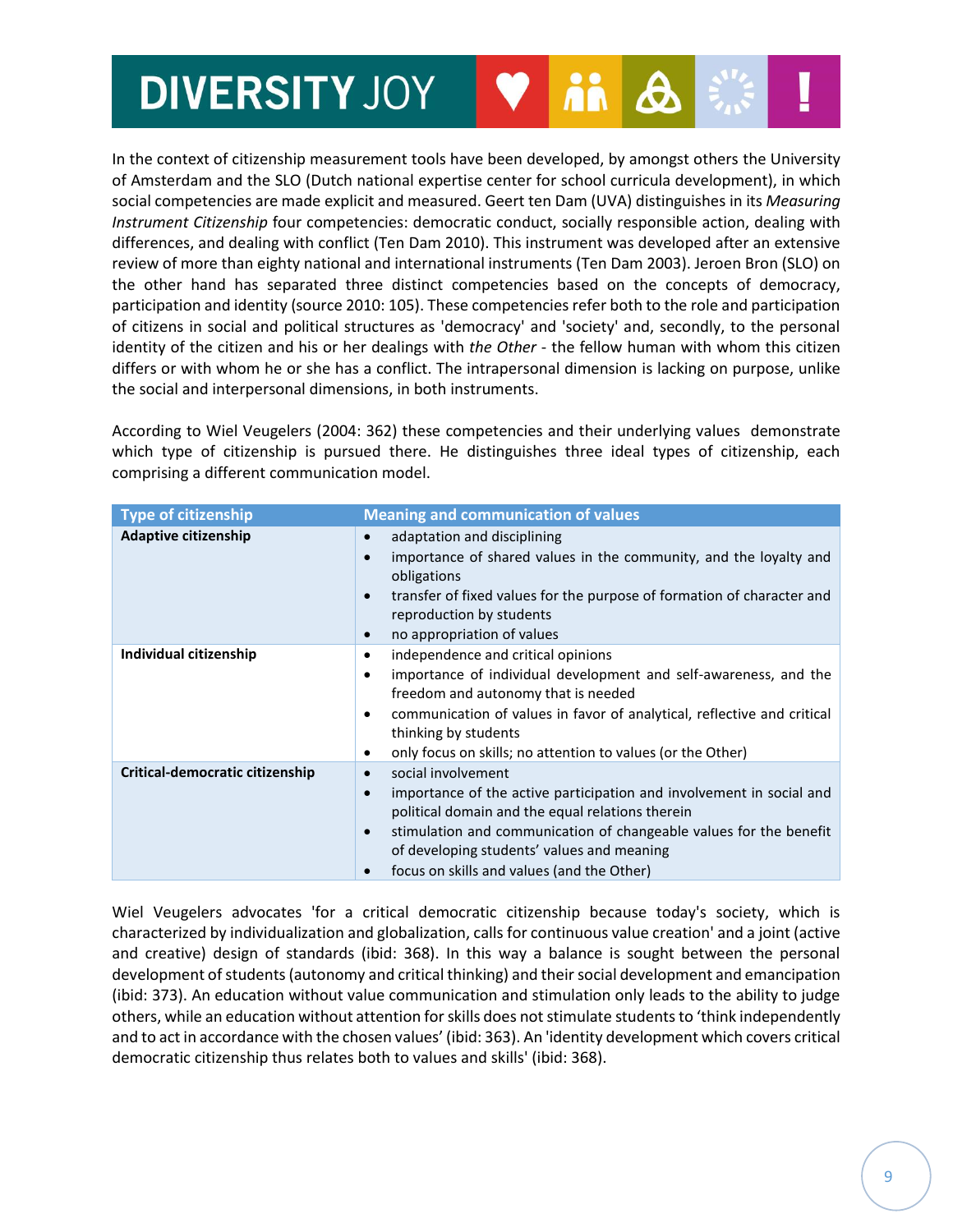In the context of citizenship measurement tools have been developed, by amongst others the University of Amsterdam and the SLO (Dutch national expertise center for school curricula development), in which social competencies are made explicit and measured. Geert ten Dam (UVA) distinguishes in its *Measuring Instrument Citizenship* four competencies: democratic conduct, socially responsible action, dealing with differences, and dealing with conflict (Ten Dam 2010). This instrument was developed after an extensive review of more than eighty national and international instruments (Ten Dam 2003). Jeroen Bron (SLO) on the other hand has separated three distinct competencies based on the concepts of democracy, participation and identity (source 2010: 105). These competencies refer both to the role and participation of citizens in social and political structures as 'democracy' and 'society' and, secondly, to the personal identity of the citizen and his or her dealings with *the Other* - the fellow human with whom this citizen differs or with whom he or she has a conflict. The intrapersonal dimension is lacking on purpose, unlike the social and interpersonal dimensions, in both instruments.

According to Wiel Veugelers (2004: 362) these competencies and their underlying values demonstrate which type of citizenship is pursued there. He distinguishes three ideal types of citizenship, each comprising a different communication model.

| Type of citizenship | Meaning and communication of values |
|---|---|
| **Adaptive citizenship** | • adaptation and disciplining<br>• importance of shared values in the community, and the loyalty and obligations<br>• transfer of fixed values for the purpose of formation of character and reproduction by students<br>• no appropriation of values |
| **Individual citizenship** | • independence and critical opinions<br>• importance of individual development and self-awareness, and the freedom and autonomy that is needed<br>• communication of values in favor of analytical, reflective and critical thinking by students<br>• only focus on skills; no attention to values (or the Other) |
| **Critical-democratic citizenship** | • social involvement<br>• importance of the active participation and involvement in social and political domain and the equal relations therein<br>• stimulation and communication of changeable values for the benefit of developing students' values and meaning<br>• focus on skills and values (and the Other) |

Wiel Veugelers advocates 'for a critical democratic citizenship because today's society, which is characterized by individualization and globalization, calls for continuous value creation' and a joint (active and creative) design of standards (ibid: 368). In this way a balance is sought between the personal development of students (autonomy and critical thinking) and their social development and emancipation (ibid: 373). An education without value communication and stimulation only leads to the ability to judge others, while an education without attention for skills does not stimulate students to 'think independently and to act in accordance with the chosen values' (ibid: 363). An 'identity development which covers critical democratic citizenship thus relates both to values and skills' (ibid: 368).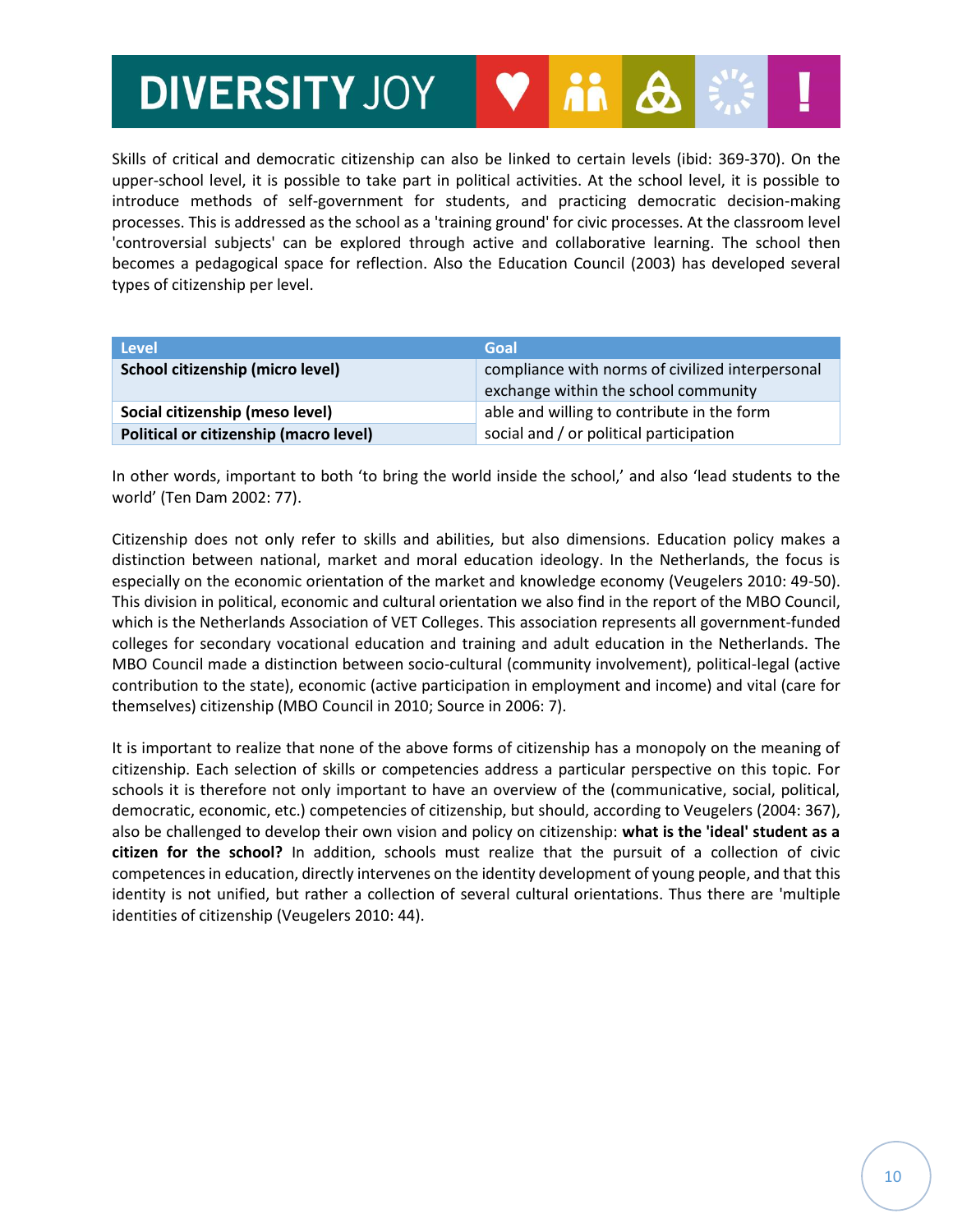Skills of critical and democratic citizenship can also be linked to certain levels (ibid: 369-370). On the upper-school level, it is possible to take part in political activities. At the school level, it is possible to introduce methods of self-government for students, and practicing democratic decision-making processes. This is addressed as the school as a 'training ground' for civic processes. At the classroom level 'controversial subjects' can be explored through active and collaborative learning. The school then becomes a pedagogical space for reflection. Also the Education Council (2003) has developed several types of citizenship per level.

| Level | Goal |
|---|---|
| **School citizenship (micro level)** | compliance with norms of civilized interpersonal exchange within the school community |
| **Social citizenship (meso level)** | able and willing to contribute in the form social and / or political participation |
| **Political or citizenship (macro level)** | |

In other words, important to both 'to bring the world inside the school,' and also 'lead students to the world' (Ten Dam 2002: 77).

Citizenship does not only refer to skills and abilities, but also dimensions. Education policy makes a distinction between national, market and moral education ideology. In the Netherlands, the focus is especially on the economic orientation of the market and knowledge economy (Veugelers 2010: 49-50). This division in political, economic and cultural orientation we also find in the report of the MBO Council, which is the Netherlands Association of VET Colleges. This association represents all government-funded colleges for secondary vocational education and training and adult education in the Netherlands. The MBO Council made a distinction between socio-cultural (community involvement), political-legal (active contribution to the state), economic (active participation in employment and income) and vital (care for themselves) citizenship (MBO Council in 2010; Source in 2006: 7).

It is important to realize that none of the above forms of citizenship has a monopoly on the meaning of citizenship. Each selection of skills or competencies address a particular perspective on this topic. For schools it is therefore not only important to have an overview of the (communicative, social, political, democratic, economic, etc.) competencies of citizenship, but should, according to Veugelers (2004: 367), also be challenged to develop their own vision and policy on citizenship: **what is the 'ideal' student as a citizen for the school?** In addition, schools must realize that the pursuit of a collection of civic competences in education, directly intervenes on the identity development of young people, and that this identity is not unified, but rather a collection of several cultural orientations. Thus there are 'multiple identities of citizenship (Veugelers 2010: 44).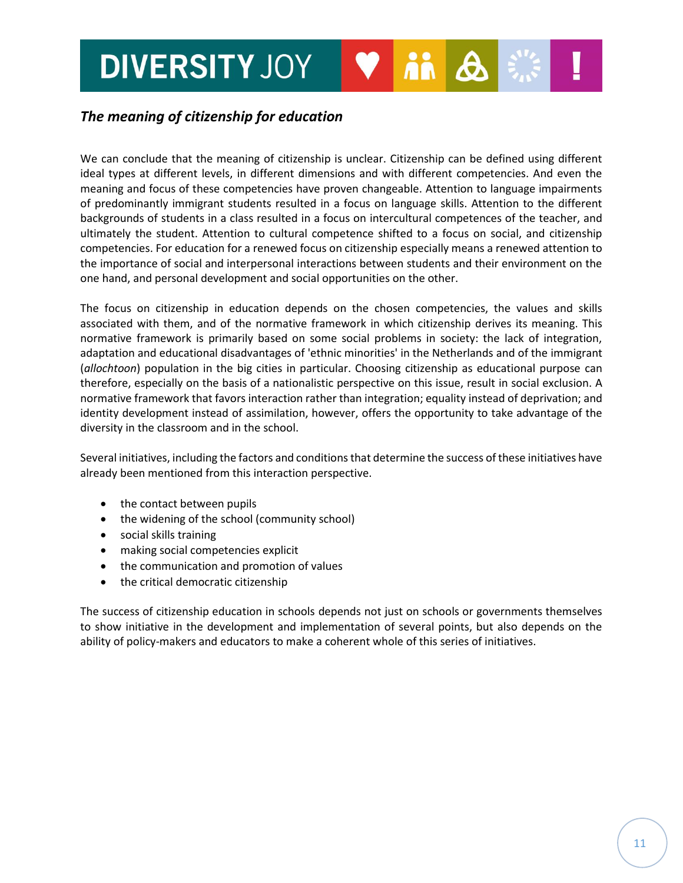## *The meaning of citizenship for education*

We can conclude that the meaning of citizenship is unclear. Citizenship can be defined using different ideal types at different levels, in different dimensions and with different competencies. And even the meaning and focus of these competencies have proven changeable. Attention to language impairments of predominantly immigrant students resulted in a focus on language skills. Attention to the different backgrounds of students in a class resulted in a focus on intercultural competences of the teacher, and ultimately the student. Attention to cultural competence shifted to a focus on social, and citizenship competencies. For education for a renewed focus on citizenship especially means a renewed attention to the importance of social and interpersonal interactions between students and their environment on the one hand, and personal development and social opportunities on the other.

The focus on citizenship in education depends on the chosen competencies, the values and skills associated with them, and of the normative framework in which citizenship derives its meaning. This normative framework is primarily based on some social problems in society: the lack of integration, adaptation and educational disadvantages of 'ethnic minorities' in the Netherlands and of the immigrant (*allochtoon*) population in the big cities in particular. Choosing citizenship as educational purpose can therefore, especially on the basis of a nationalistic perspective on this issue, result in social exclusion. A normative framework that favors interaction rather than integration; equality instead of deprivation; and identity development instead of assimilation, however, offers the opportunity to take advantage of the diversity in the classroom and in the school.

Several initiatives, including the factors and conditions that determine the success of these initiatives have already been mentioned from this interaction perspective.

- the contact between pupils
- the widening of the school (community school)
- social skills training
- making social competencies explicit
- the communication and promotion of values
- the critical democratic citizenship

The success of citizenship education in schools depends not just on schools or governments themselves to show initiative in the development and implementation of several points, but also depends on the ability of policy-makers and educators to make a coherent whole of this series of initiatives.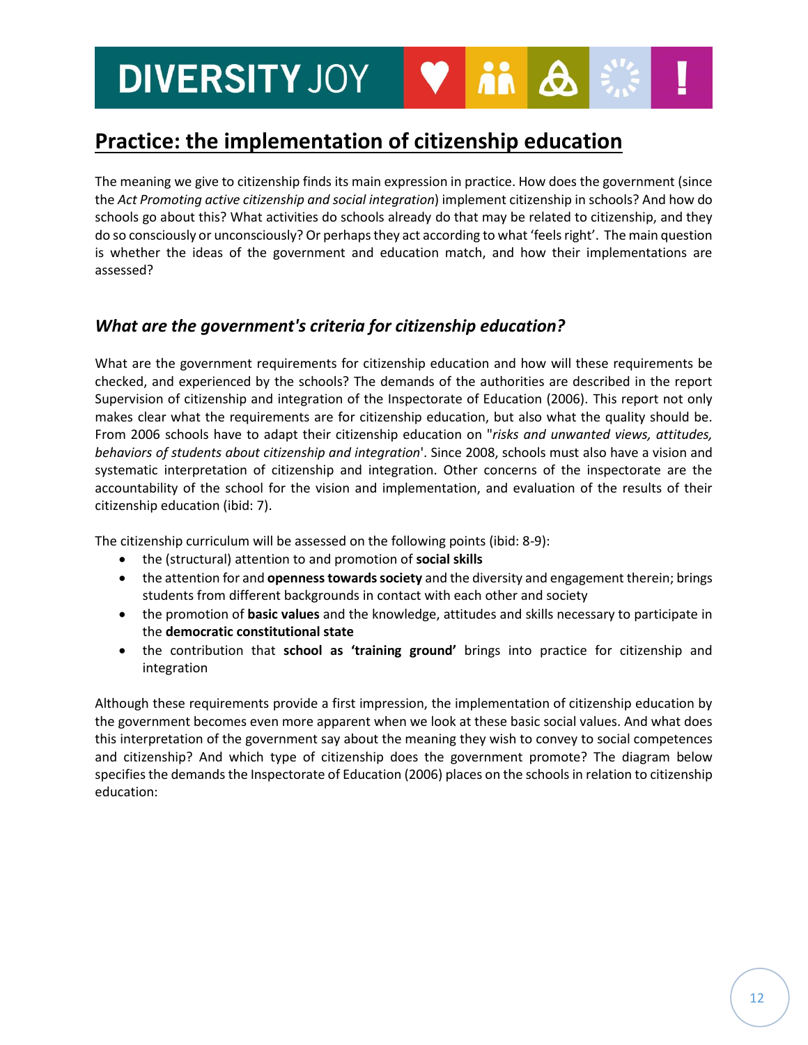## Practice: the implementation of citizenship education

The meaning we give to citizenship finds its main expression in practice. How does the government (since the *Act Promoting active citizenship and social integration*) implement citizenship in schools? And how do schools go about this? What activities do schools already do that may be related to citizenship, and they do so consciously or unconsciously? Or perhaps they act according to what 'feels right'. The main question is whether the ideas of the government and education match, and how their implementations are assessed?

### *What are the government's criteria for citizenship education?*

What are the government requirements for citizenship education and how will these requirements be checked, and experienced by the schools? The demands of the authorities are described in the report Supervision of citizenship and integration of the Inspectorate of Education (2006). This report not only makes clear what the requirements are for citizenship education, but also what the quality should be. From 2006 schools have to adapt their citizenship education on "*risks and unwanted views, attitudes, behaviors of students about citizenship and integration*'. Since 2008, schools must also have a vision and systematic interpretation of citizenship and integration. Other concerns of the inspectorate are the accountability of the school for the vision and implementation, and evaluation of the results of their citizenship education (ibid: 7).

The citizenship curriculum will be assessed on the following points (ibid: 8-9):

- the (structural) attention to and promotion of **social skills**
- the attention for and **openness towards society** and the diversity and engagement therein; brings students from different backgrounds in contact with each other and society
- the promotion of **basic values** and the knowledge, attitudes and skills necessary to participate in the **democratic constitutional state**
- the contribution that **school as 'training ground'** brings into practice for citizenship and integration

Although these requirements provide a first impression, the implementation of citizenship education by the government becomes even more apparent when we look at these basic social values. And what does this interpretation of the government say about the meaning they wish to convey to social competences and citizenship? And which type of citizenship does the government promote? The diagram below specifies the demands the Inspectorate of Education (2006) places on the schools in relation to citizenship education: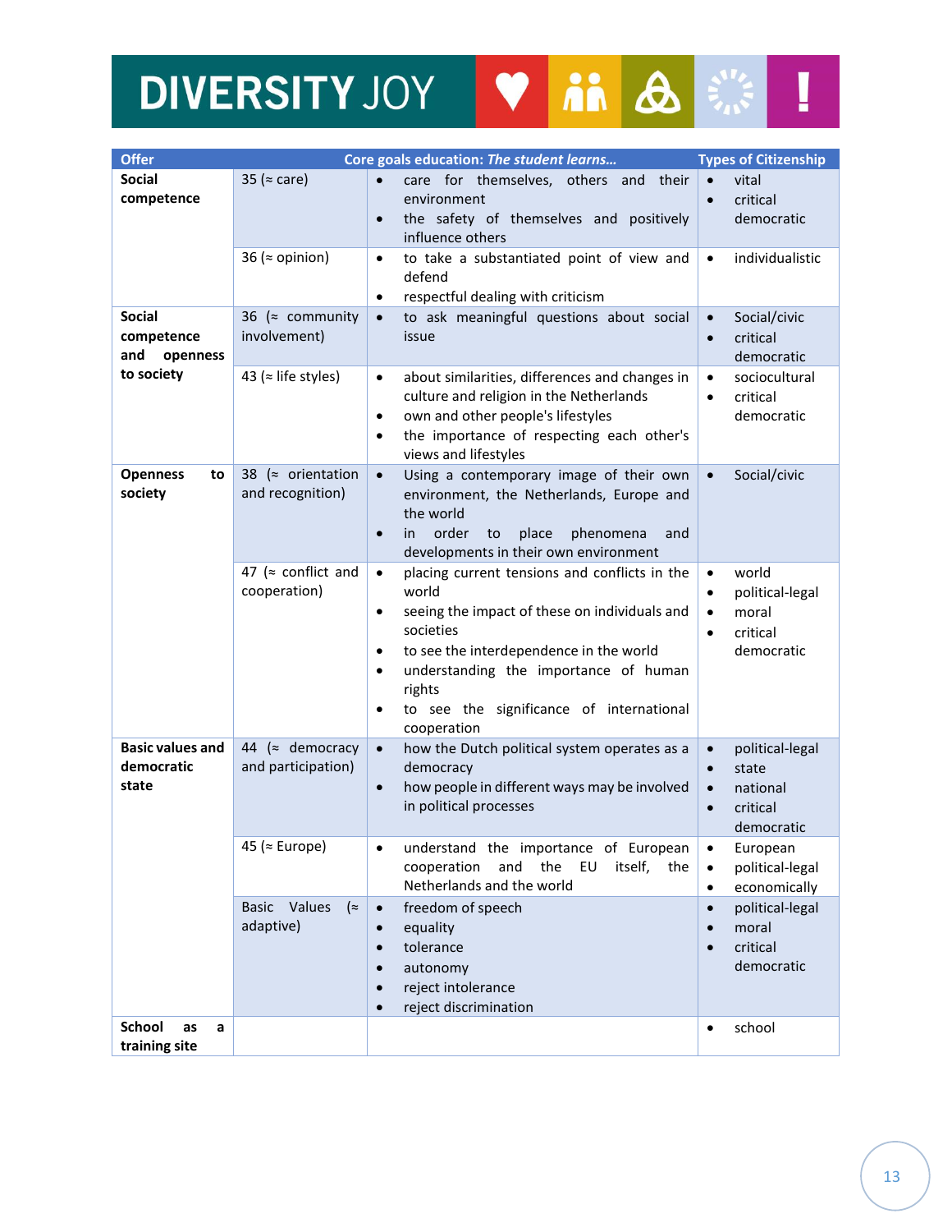| Offer | Core goals education: *The student learns…* | | Types of Citizenship |
|---|---|---|---|
| **Social competence** | 35 (≈ care) | • care for themselves, others and their environment<br>• the safety of themselves and positively influence others | • vital<br>• critical democratic |
| | 36 (≈ opinion) | • to take a substantiated point of view and defend<br>• respectful dealing with criticism | • individualistic |
| **Social competence and openness to society** | 36 (≈ community involvement) | • to ask meaningful questions about social issue | • Social/civic<br>• critical democratic |
| | 43 (≈ life styles) | • about similarities, differences and changes in culture and religion in the Netherlands<br>• own and other people's lifestyles<br>• the importance of respecting each other's views and lifestyles | • sociocultural<br>• critical democratic |
| **Openness to society** | 38 (≈ orientation and recognition) | • Using a contemporary image of their own environment, the Netherlands, Europe and the world<br>• in order to place phenomena and developments in their own environment | • Social/civic |
| | 47 (≈ conflict and cooperation) | • placing current tensions and conflicts in the world<br>• seeing the impact of these on individuals and societies<br>• to see the interdependence in the world<br>• understanding the importance of human rights<br>• to see the significance of international cooperation | • world<br>• political-legal<br>• moral<br>• critical democratic |
| **Basic values and democratic state** | 44 (≈ democracy and participation) | • how the Dutch political system operates as a democracy<br>• how people in different ways may be involved in political processes | • political-legal<br>• state<br>• national<br>• critical democratic |
| | 45 (≈ Europe) | • understand the importance of European cooperation and the EU itself, the Netherlands and the world | • European<br>• political-legal<br>• economically |
| | Basic Values (≈ adaptive) | • freedom of speech<br>• equality<br>• tolerance<br>• autonomy<br>• reject intolerance<br>• reject discrimination | • political-legal<br>• moral<br>• critical democratic |
| **School as a training site** | | | • school |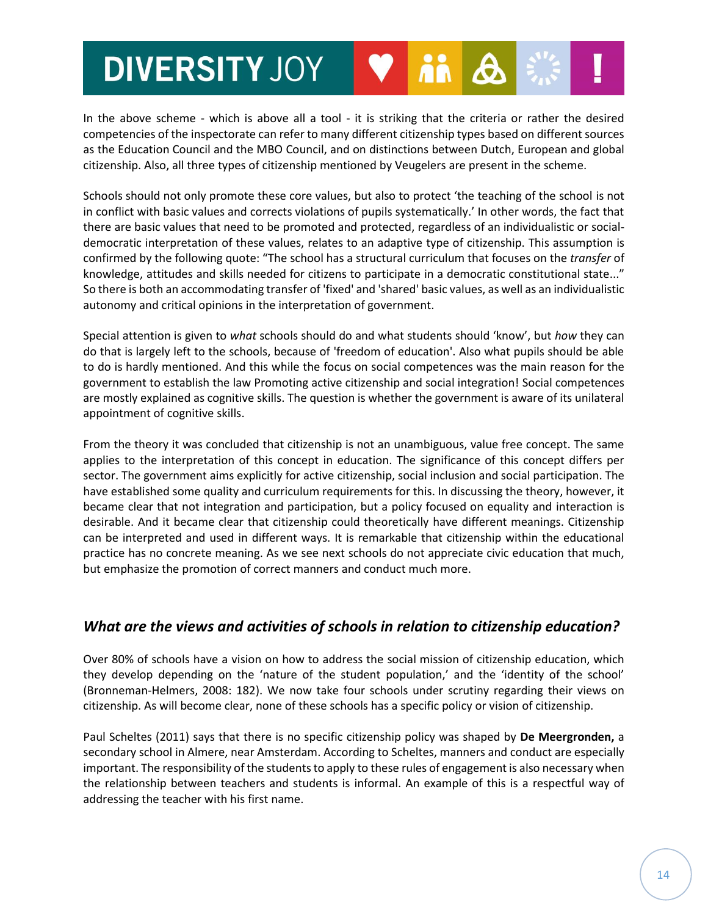In the above scheme - which is above all a tool - it is striking that the criteria or rather the desired competencies of the inspectorate can refer to many different citizenship types based on different sources as the Education Council and the MBO Council, and on distinctions between Dutch, European and global citizenship. Also, all three types of citizenship mentioned by Veugelers are present in the scheme.

Schools should not only promote these core values, but also to protect 'the teaching of the school is not in conflict with basic values and corrects violations of pupils systematically.' In other words, the fact that there are basic values that need to be promoted and protected, regardless of an individualistic or social-democratic interpretation of these values, relates to an adaptive type of citizenship. This assumption is confirmed by the following quote: "The school has a structural curriculum that focuses on the *transfer* of knowledge, attitudes and skills needed for citizens to participate in a democratic constitutional state..." So there is both an accommodating transfer of 'fixed' and 'shared' basic values, as well as an individualistic autonomy and critical opinions in the interpretation of government.

Special attention is given to *what* schools should do and what students should 'know', but *how* they can do that is largely left to the schools, because of 'freedom of education'. Also what pupils should be able to do is hardly mentioned. And this while the focus on social competences was the main reason for the government to establish the law Promoting active citizenship and social integration! Social competences are mostly explained as cognitive skills. The question is whether the government is aware of its unilateral appointment of cognitive skills.

From the theory it was concluded that citizenship is not an unambiguous, value free concept. The same applies to the interpretation of this concept in education. The significance of this concept differs per sector. The government aims explicitly for active citizenship, social inclusion and social participation. The have established some quality and curriculum requirements for this. In discussing the theory, however, it became clear that not integration and participation, but a policy focused on equality and interaction is desirable. And it became clear that citizenship could theoretically have different meanings. Citizenship can be interpreted and used in different ways. It is remarkable that citizenship within the educational practice has no concrete meaning. As we see next schools do not appreciate civic education that much, but emphasize the promotion of correct manners and conduct much more.

## *What are the views and activities of schools in relation to citizenship education?*

Over 80% of schools have a vision on how to address the social mission of citizenship education, which they develop depending on the 'nature of the student population,' and the 'identity of the school' (Bronneman-Helmers, 2008: 182). We now take four schools under scrutiny regarding their views on citizenship. As will become clear, none of these schools has a specific policy or vision of citizenship.

Paul Scheltes (2011) says that there is no specific citizenship policy was shaped by **De Meergronden,** a secondary school in Almere, near Amsterdam. According to Scheltes, manners and conduct are especially important. The responsibility of the students to apply to these rules of engagement is also necessary when the relationship between teachers and students is informal. An example of this is a respectful way of addressing the teacher with his first name.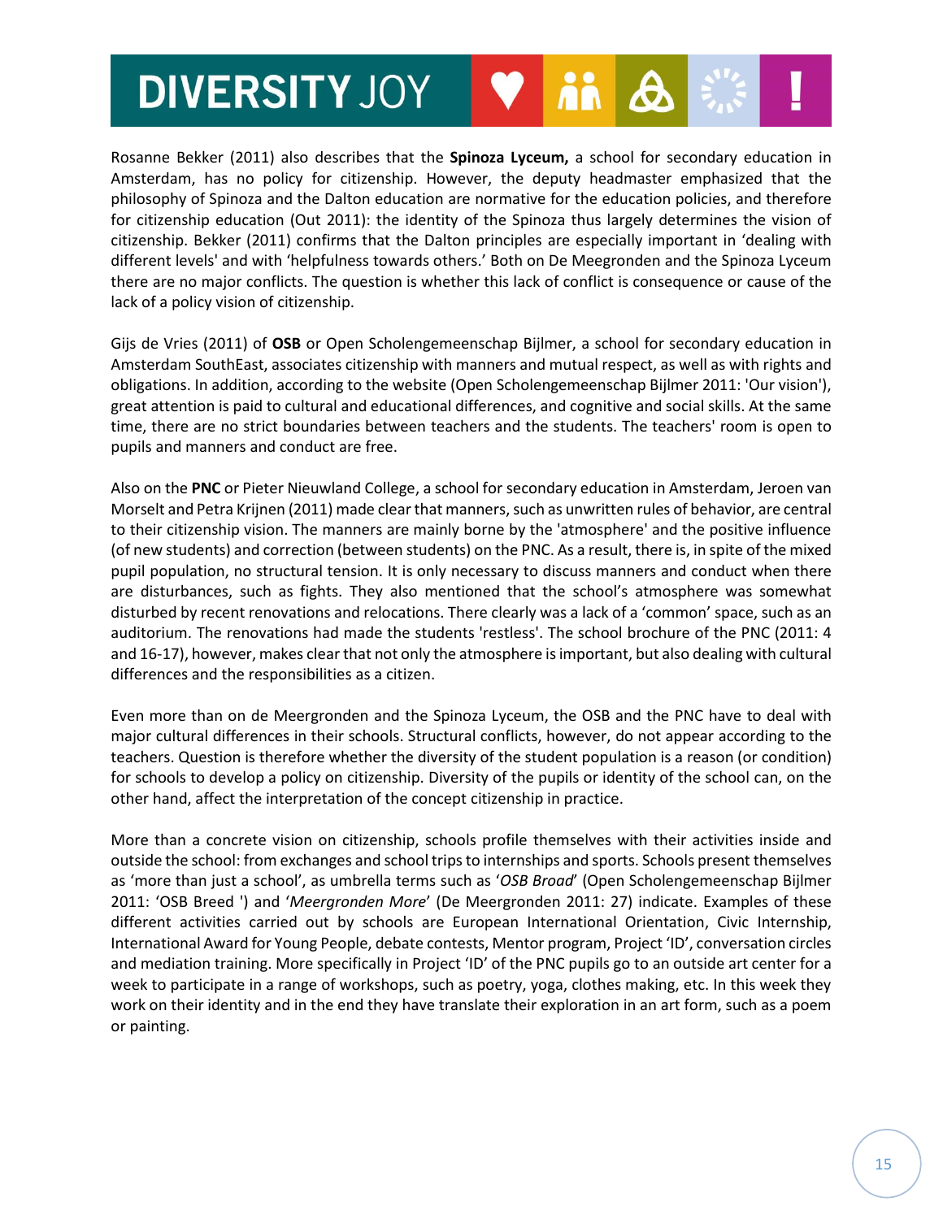Rosanne Bekker (2011) also describes that the **Spinoza Lyceum,** a school for secondary education in Amsterdam, has no policy for citizenship. However, the deputy headmaster emphasized that the philosophy of Spinoza and the Dalton education are normative for the education policies, and therefore for citizenship education (Out 2011): the identity of the Spinoza thus largely determines the vision of citizenship. Bekker (2011) confirms that the Dalton principles are especially important in 'dealing with different levels' and with 'helpfulness towards others.' Both on De Meegronden and the Spinoza Lyceum there are no major conflicts. The question is whether this lack of conflict is consequence or cause of the lack of a policy vision of citizenship.

Gijs de Vries (2011) of **OSB** or Open Scholengemeenschap Bijlmer, a school for secondary education in Amsterdam SouthEast, associates citizenship with manners and mutual respect, as well as with rights and obligations. In addition, according to the website (Open Scholengemeenschap Bijlmer 2011: 'Our vision'), great attention is paid to cultural and educational differences, and cognitive and social skills. At the same time, there are no strict boundaries between teachers and the students. The teachers' room is open to pupils and manners and conduct are free.

Also on the **PNC** or Pieter Nieuwland College, a school for secondary education in Amsterdam, Jeroen van Morselt and Petra Krijnen (2011) made clear that manners, such as unwritten rules of behavior, are central to their citizenship vision. The manners are mainly borne by the 'atmosphere' and the positive influence (of new students) and correction (between students) on the PNC. As a result, there is, in spite of the mixed pupil population, no structural tension. It is only necessary to discuss manners and conduct when there are disturbances, such as fights. They also mentioned that the school's atmosphere was somewhat disturbed by recent renovations and relocations. There clearly was a lack of a 'common' space, such as an auditorium. The renovations had made the students 'restless'. The school brochure of the PNC (2011: 4 and 16-17), however, makes clear that not only the atmosphere is important, but also dealing with cultural differences and the responsibilities as a citizen.

Even more than on de Meergronden and the Spinoza Lyceum, the OSB and the PNC have to deal with major cultural differences in their schools. Structural conflicts, however, do not appear according to the teachers. Question is therefore whether the diversity of the student population is a reason (or condition) for schools to develop a policy on citizenship. Diversity of the pupils or identity of the school can, on the other hand, affect the interpretation of the concept citizenship in practice.

More than a concrete vision on citizenship, schools profile themselves with their activities inside and outside the school: from exchanges and school trips to internships and sports. Schools present themselves as 'more than just a school', as umbrella terms such as '*OSB Broad*' (Open Scholengemeenschap Bijlmer 2011: 'OSB Breed ') and '*Meergronden More*' (De Meergronden 2011: 27) indicate. Examples of these different activities carried out by schools are European International Orientation, Civic Internship, International Award for Young People, debate contests, Mentor program, Project 'ID', conversation circles and mediation training. More specifically in Project 'ID' of the PNC pupils go to an outside art center for a week to participate in a range of workshops, such as poetry, yoga, clothes making, etc. In this week they work on their identity and in the end they have translate their exploration in an art form, such as a poem or painting.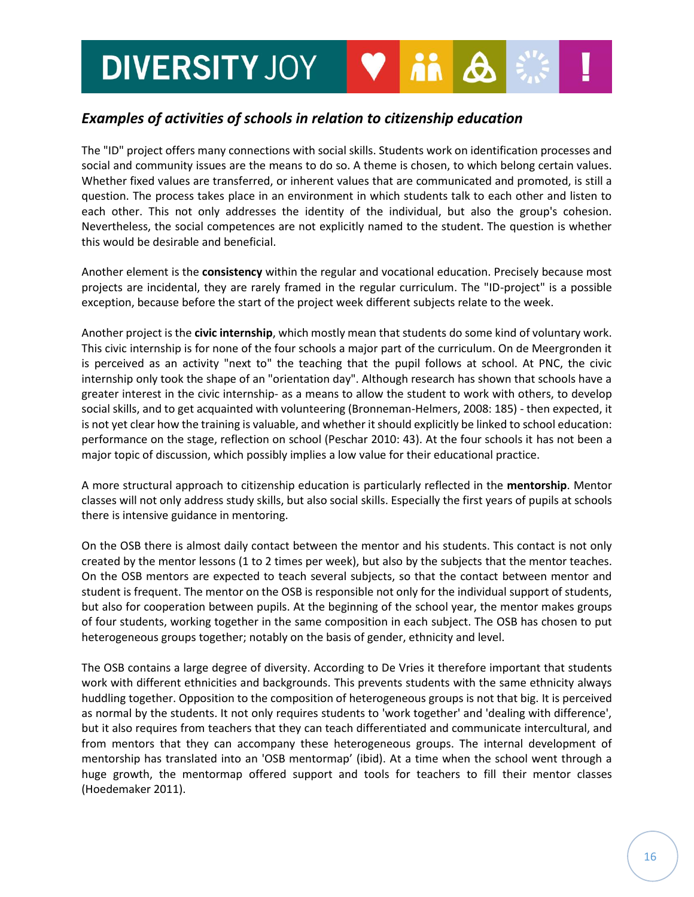## *Examples of activities of schools in relation to citizenship education*

The "ID" project offers many connections with social skills. Students work on identification processes and social and community issues are the means to do so. A theme is chosen, to which belong certain values. Whether fixed values are transferred, or inherent values that are communicated and promoted, is still a question. The process takes place in an environment in which students talk to each other and listen to each other. This not only addresses the identity of the individual, but also the group's cohesion. Nevertheless, the social competences are not explicitly named to the student. The question is whether this would be desirable and beneficial.

Another element is the **consistency** within the regular and vocational education. Precisely because most projects are incidental, they are rarely framed in the regular curriculum. The "ID-project" is a possible exception, because before the start of the project week different subjects relate to the week.

Another project is the **civic internship**, which mostly mean that students do some kind of voluntary work. This civic internship is for none of the four schools a major part of the curriculum. On de Meergronden it is perceived as an activity "next to" the teaching that the pupil follows at school. At PNC, the civic internship only took the shape of an "orientation day". Although research has shown that schools have a greater interest in the civic internship- as a means to allow the student to work with others, to develop social skills, and to get acquainted with volunteering (Bronneman-Helmers, 2008: 185) - then expected, it is not yet clear how the training is valuable, and whether it should explicitly be linked to school education: performance on the stage, reflection on school (Peschar 2010: 43). At the four schools it has not been a major topic of discussion, which possibly implies a low value for their educational practice.

A more structural approach to citizenship education is particularly reflected in the **mentorship**. Mentor classes will not only address study skills, but also social skills. Especially the first years of pupils at schools there is intensive guidance in mentoring.

On the OSB there is almost daily contact between the mentor and his students. This contact is not only created by the mentor lessons (1 to 2 times per week), but also by the subjects that the mentor teaches. On the OSB mentors are expected to teach several subjects, so that the contact between mentor and student is frequent. The mentor on the OSB is responsible not only for the individual support of students, but also for cooperation between pupils. At the beginning of the school year, the mentor makes groups of four students, working together in the same composition in each subject. The OSB has chosen to put heterogeneous groups together; notably on the basis of gender, ethnicity and level.

The OSB contains a large degree of diversity. According to De Vries it therefore important that students work with different ethnicities and backgrounds. This prevents students with the same ethnicity always huddling together. Opposition to the composition of heterogeneous groups is not that big. It is perceived as normal by the students. It not only requires students to 'work together' and 'dealing with difference', but it also requires from teachers that they can teach differentiated and communicate intercultural, and from mentors that they can accompany these heterogeneous groups. The internal development of mentorship has translated into an 'OSB mentormap' (ibid). At a time when the school went through a huge growth, the mentormap offered support and tools for teachers to fill their mentor classes (Hoedemaker 2011).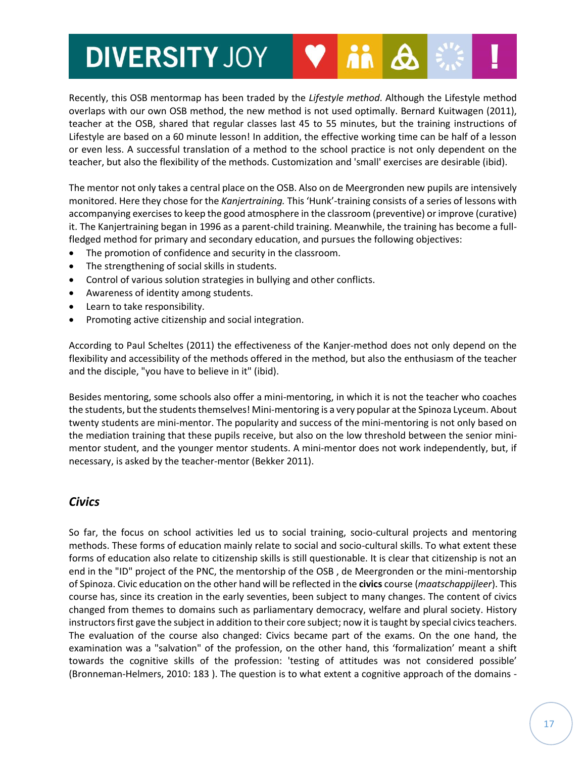Recently, this OSB mentormap has been traded by the *Lifestyle method*. Although the Lifestyle method overlaps with our own OSB method, the new method is not used optimally. Bernard Kuitwagen (2011), teacher at the OSB, shared that regular classes last 45 to 55 minutes, but the training instructions of Lifestyle are based on a 60 minute lesson! In addition, the effective working time can be half of a lesson or even less. A successful translation of a method to the school practice is not only dependent on the teacher, but also the flexibility of the methods. Customization and 'small' exercises are desirable (ibid).

The mentor not only takes a central place on the OSB. Also on de Meergronden new pupils are intensively monitored. Here they chose for the *Kanjertraining.* This 'Hunk'-training consists of a series of lessons with accompanying exercises to keep the good atmosphere in the classroom (preventive) or improve (curative) it. The Kanjertraining began in 1996 as a parent-child training. Meanwhile, the training has become a full-fledged method for primary and secondary education, and pursues the following objectives:

- The promotion of confidence and security in the classroom.
- The strengthening of social skills in students.
- Control of various solution strategies in bullying and other conflicts.
- Awareness of identity among students.
- Learn to take responsibility.
- Promoting active citizenship and social integration.

According to Paul Scheltes (2011) the effectiveness of the Kanjer-method does not only depend on the flexibility and accessibility of the methods offered in the method, but also the enthusiasm of the teacher and the disciple, "you have to believe in it" (ibid).

Besides mentoring, some schools also offer a mini-mentoring, in which it is not the teacher who coaches the students, but the students themselves! Mini-mentoring is a very popular at the Spinoza Lyceum. About twenty students are mini-mentor. The popularity and success of the mini-mentoring is not only based on the mediation training that these pupils receive, but also on the low threshold between the senior mini-mentor student, and the younger mentor students. A mini-mentor does not work independently, but, if necessary, is asked by the teacher-mentor (Bekker 2011).

## *Civics*

So far, the focus on school activities led us to social training, socio-cultural projects and mentoring methods. These forms of education mainly relate to social and socio-cultural skills. To what extent these forms of education also relate to citizenship skills is still questionable. It is clear that citizenship is not an end in the "ID" project of the PNC, the mentorship of the OSB , de Meergronden or the mini-mentorship of Spinoza. Civic education on the other hand will be reflected in the **civics** course (*maatschappijleer*). This course has, since its creation in the early seventies, been subject to many changes. The content of civics changed from themes to domains such as parliamentary democracy, welfare and plural society. History instructors first gave the subject in addition to their core subject; now it is taught by special civics teachers. The evaluation of the course also changed: Civics became part of the exams. On the one hand, the examination was a "salvation" of the profession, on the other hand, this 'formalization' meant a shift towards the cognitive skills of the profession: 'testing of attitudes was not considered possible' (Bronneman-Helmers, 2010: 183 ). The question is to what extent a cognitive approach of the domains -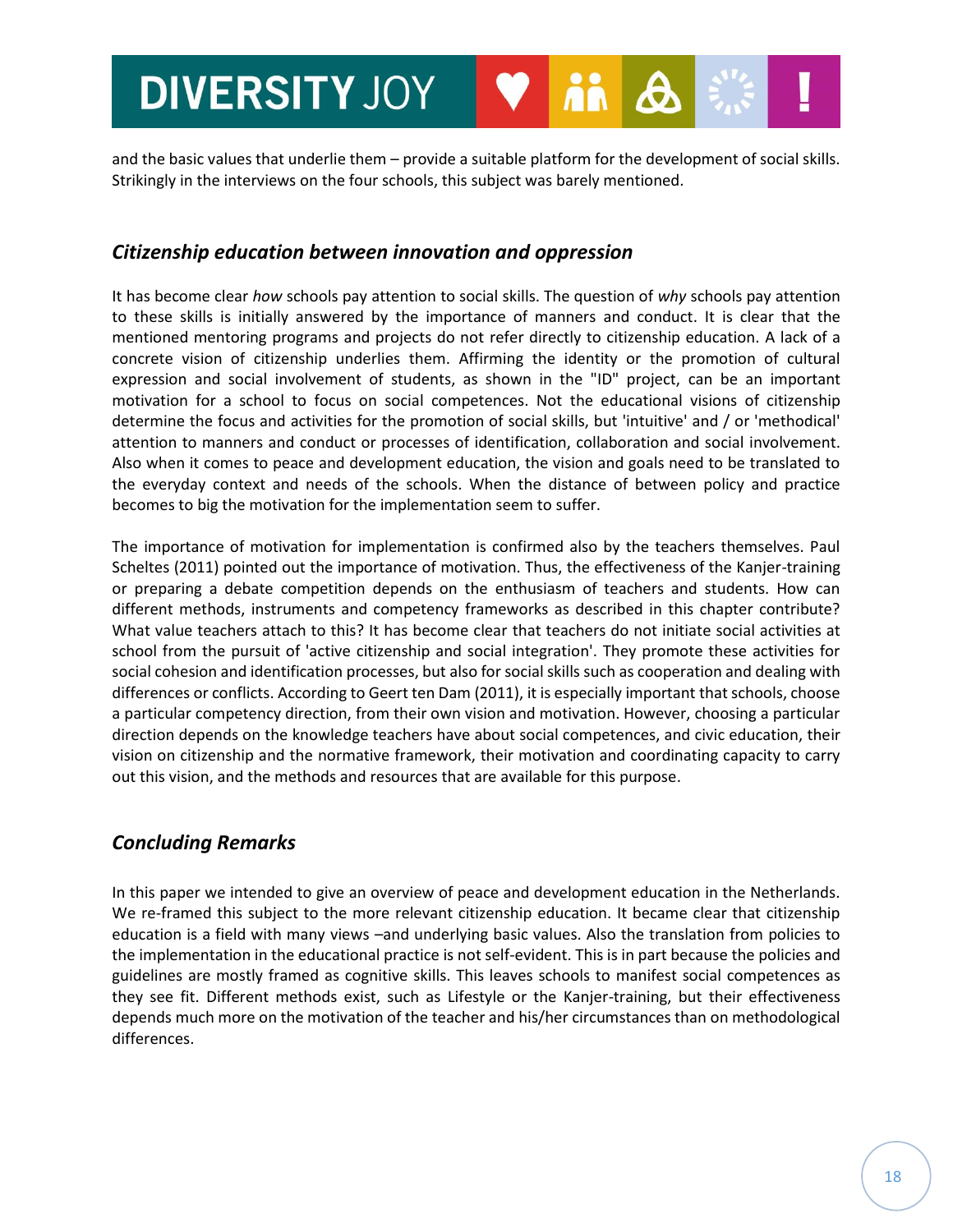and the basic values that underlie them – provide a suitable platform for the development of social skills. Strikingly in the interviews on the four schools, this subject was barely mentioned.

## *Citizenship education between innovation and oppression*

It has become clear *how* schools pay attention to social skills. The question of *why* schools pay attention to these skills is initially answered by the importance of manners and conduct. It is clear that the mentioned mentoring programs and projects do not refer directly to citizenship education. A lack of a concrete vision of citizenship underlies them. Affirming the identity or the promotion of cultural expression and social involvement of students, as shown in the "ID" project, can be an important motivation for a school to focus on social competences. Not the educational visions of citizenship determine the focus and activities for the promotion of social skills, but 'intuitive' and / or 'methodical' attention to manners and conduct or processes of identification, collaboration and social involvement. Also when it comes to peace and development education, the vision and goals need to be translated to the everyday context and needs of the schools. When the distance of between policy and practice becomes to big the motivation for the implementation seem to suffer.

The importance of motivation for implementation is confirmed also by the teachers themselves. Paul Scheltes (2011) pointed out the importance of motivation. Thus, the effectiveness of the Kanjer-training or preparing a debate competition depends on the enthusiasm of teachers and students. How can different methods, instruments and competency frameworks as described in this chapter contribute? What value teachers attach to this? It has become clear that teachers do not initiate social activities at school from the pursuit of 'active citizenship and social integration'. They promote these activities for social cohesion and identification processes, but also for social skills such as cooperation and dealing with differences or conflicts. According to Geert ten Dam (2011), it is especially important that schools, choose a particular competency direction, from their own vision and motivation. However, choosing a particular direction depends on the knowledge teachers have about social competences, and civic education, their vision on citizenship and the normative framework, their motivation and coordinating capacity to carry out this vision, and the methods and resources that are available for this purpose.

## *Concluding Remarks*

In this paper we intended to give an overview of peace and development education in the Netherlands. We re-framed this subject to the more relevant citizenship education. It became clear that citizenship education is a field with many views –and underlying basic values. Also the translation from policies to the implementation in the educational practice is not self-evident. This is in part because the policies and guidelines are mostly framed as cognitive skills. This leaves schools to manifest social competences as they see fit. Different methods exist, such as Lifestyle or the Kanjer-training, but their effectiveness depends much more on the motivation of the teacher and his/her circumstances than on methodological differences.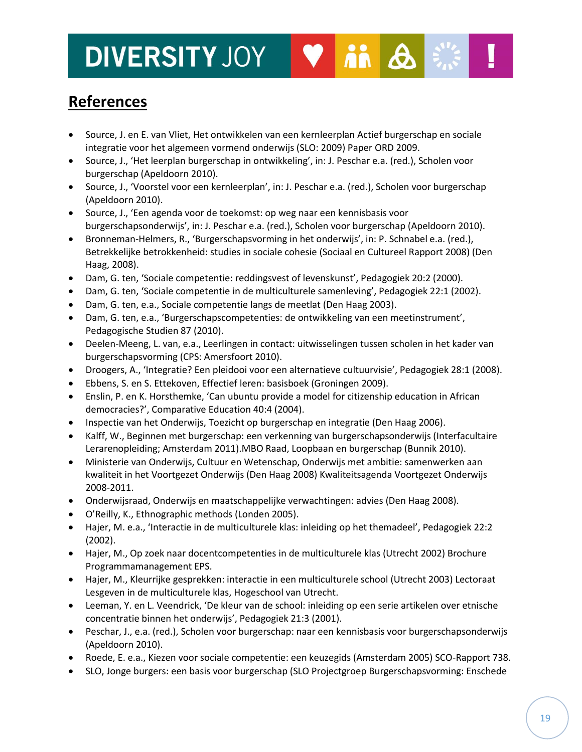## References

- Source, J. en E. van Vliet, Het ontwikkelen van een kernleerplan Actief burgerschap en sociale integratie voor het algemeen vormend onderwijs (SLO: 2009) Paper ORD 2009.
- Source, J., 'Het leerplan burgerschap in ontwikkeling', in: J. Peschar e.a. (red.), Scholen voor burgerschap (Apeldoorn 2010).
- Source, J., 'Voorstel voor een kernleerplan', in: J. Peschar e.a. (red.), Scholen voor burgerschap (Apeldoorn 2010).
- Source, J., 'Een agenda voor de toekomst: op weg naar een kennisbasis voor burgerschapsonderwijs', in: J. Peschar e.a. (red.), Scholen voor burgerschap (Apeldoorn 2010).
- Bronneman-Helmers, R., 'Burgerschapsvorming in het onderwijs', in: P. Schnabel e.a. (red.), Betrekkelijke betrokkenheid: studies in sociale cohesie (Sociaal en Cultureel Rapport 2008) (Den Haag, 2008).
- Dam, G. ten, 'Sociale competentie: reddingsvest of levenskunst', Pedagogiek 20:2 (2000).
- Dam, G. ten, 'Sociale competentie in de multiculturele samenleving', Pedagogiek 22:1 (2002).
- Dam, G. ten, e.a., Sociale competentie langs de meetlat (Den Haag 2003).
- Dam, G. ten, e.a., 'Burgerschapscompetenties: de ontwikkeling van een meetinstrument', Pedagogische Studien 87 (2010).
- Deelen-Meeng, L. van, e.a., Leerlingen in contact: uitwisselingen tussen scholen in het kader van burgerschapsvorming (CPS: Amersfoort 2010).
- Droogers, A., 'Integratie? Een pleidooi voor een alternatieve cultuurvisie', Pedagogiek 28:1 (2008).
- Ebbens, S. en S. Ettekoven, Effectief leren: basisboek (Groningen 2009).
- Enslin, P. en K. Horsthemke, 'Can ubuntu provide a model for citizenship education in African democracies?', Comparative Education 40:4 (2004).
- Inspectie van het Onderwijs, Toezicht op burgerschap en integratie (Den Haag 2006).
- Kalff, W., Beginnen met burgerschap: een verkenning van burgerschapsonderwijs (Interfacultaire Lerarenopleiding; Amsterdam 2011).MBO Raad, Loopbaan en burgerschap (Bunnik 2010).
- Ministerie van Onderwijs, Cultuur en Wetenschap, Onderwijs met ambitie: samenwerken aan kwaliteit in het Voortgezet Onderwijs (Den Haag 2008) Kwaliteitsagenda Voortgezet Onderwijs 2008-2011.
- Onderwijsraad, Onderwijs en maatschappelijke verwachtingen: advies (Den Haag 2008).
- O'Reilly, K., Ethnographic methods (Londen 2005).
- Hajer, M. e.a., 'Interactie in de multiculturele klas: inleiding op het themadeel', Pedagogiek 22:2 (2002).
- Hajer, M., Op zoek naar docentcompetenties in de multiculturele klas (Utrecht 2002) Brochure Programmamanagement EPS.
- Hajer, M., Kleurrijke gesprekken: interactie in een multiculturele school (Utrecht 2003) Lectoraat Lesgeven in de multiculturele klas, Hogeschool van Utrecht.
- Leeman, Y. en L. Veendrick, 'De kleur van de school: inleiding op een serie artikelen over etnische concentratie binnen het onderwijs', Pedagogiek 21:3 (2001).
- Peschar, J., e.a. (red.), Scholen voor burgerschap: naar een kennisbasis voor burgerschapsonderwijs (Apeldoorn 2010).
- Roede, E. e.a., Kiezen voor sociale competentie: een keuzegids (Amsterdam 2005) SCO-Rapport 738.
- SLO, Jonge burgers: een basis voor burgerschap (SLO Projectgroep Burgerschapsvorming: Enschede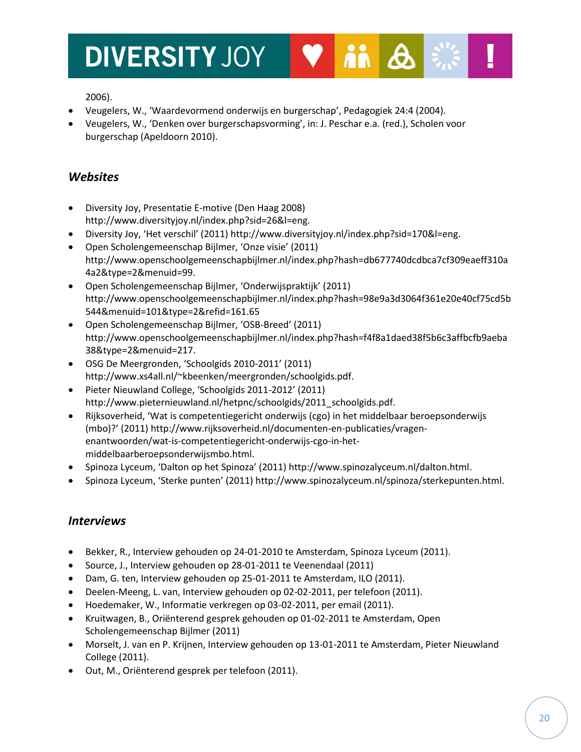2006).

- Veugelers, W., ‘Waardevormend onderwijs en burgerschap’, Pedagogiek 24:4 (2004).
- Veugelers, W., ‘Denken over burgerschapsvorming’, in: J. Peschar e.a. (red.), Scholen voor burgerschap (Apeldoorn 2010).

### *Websites*

- Diversity Joy, Presentatie E-motive (Den Haag 2008) http://www.diversityjoy.nl/index.php?sid=26&l=eng.
- Diversity Joy, ‘Het verschil’ (2011) http://www.diversityjoy.nl/index.php?sid=170&l=eng.
- Open Scholengemeenschap Bijlmer, ‘Onze visie’ (2011) http://www.openschoolgemeenschapbijlmer.nl/index.php?hash=db677740dcdbca7cf309eaeff310a4a2&type=2&menuid=99.
- Open Scholengemeenschap Bijlmer, ‘Onderwijspraktijk’ (2011) http://www.openschoolgemeenschapbijlmer.nl/index.php?hash=98e9a3d3064f361e20e40cf75cd5b544&menuid=101&type=2&refid=161.65
- Open Scholengemeenschap Bijlmer, ‘OSB-Breed’ (2011) http://www.openschoolgemeenschapbijlmer.nl/index.php?hash=f4f8a1daed38f5b6c3affbcfb9aeba38&type=2&menuid=217.
- OSG De Meergronden, ‘Schoolgids 2010-2011’ (2011) http://www.xs4all.nl/~kbeenken/meergronden/schoolgids.pdf.
- Pieter Nieuwland College, ‘Schoolgids 2011-2012’ (2011) http://www.pieternieuwland.nl/hetpnc/schoolgids/2011_schoolgids.pdf.
- Rijksoverheid, ‘Wat is competentiegericht onderwijs (cgo) in het middelbaar beroepsonderwijs (mbo)?’ (2011) http://www.rijksoverheid.nl/documenten-en-publicaties/vragen-enantwoorden/wat-is-competentiegericht-onderwijs-cgo-in-het-middelbaarberoepsonderwijsmbo.html.
- Spinoza Lyceum, ‘Dalton op het Spinoza’ (2011) http://www.spinozalyceum.nl/dalton.html.
- Spinoza Lyceum, ‘Sterke punten’ (2011) http://www.spinozalyceum.nl/spinoza/sterkepunten.html.

### *Interviews*

- Bekker, R., Interview gehouden op 24-01-2010 te Amsterdam, Spinoza Lyceum (2011).
- Source, J., Interview gehouden op 28-01-2011 te Veenendaal (2011)
- Dam, G. ten, Interview gehouden op 25-01-2011 te Amsterdam, ILO (2011).
- Deelen-Meeng, L. van, Interview gehouden op 02-02-2011, per telefoon (2011).
- Hoedemaker, W., Informatie verkregen op 03-02-2011, per email (2011).
- Kruitwagen, B., Oriënterend gesprek gehouden op 01-02-2011 te Amsterdam, Open Scholengemeenschap Bijlmer (2011)
- Morselt, J. van en P. Krijnen, Interview gehouden op 13-01-2011 te Amsterdam, Pieter Nieuwland College (2011).
- Out, M., Oriënterend gesprek per telefoon (2011).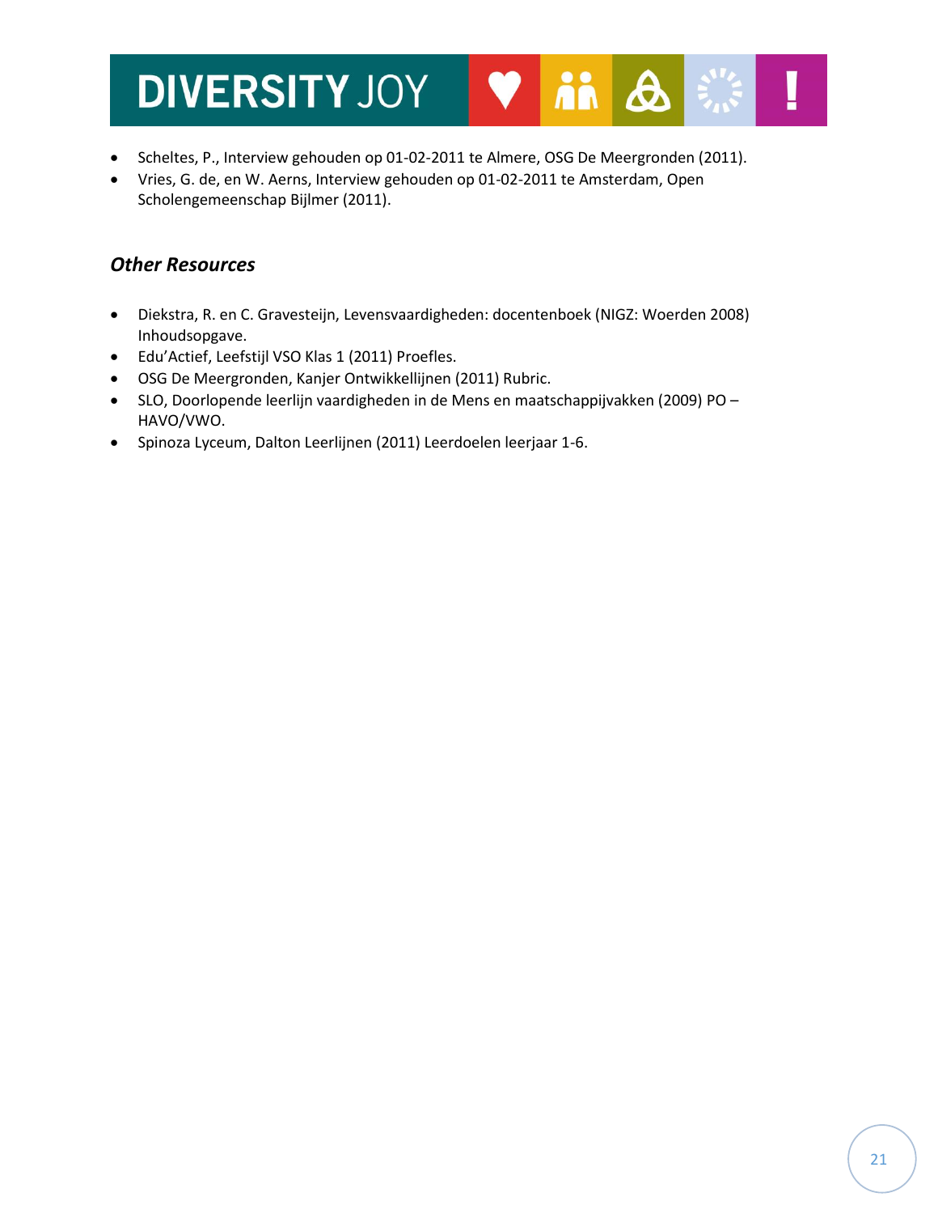- Scheltes, P., Interview gehouden op 01-02-2011 te Almere, OSG De Meergronden (2011).
- Vries, G. de, en W. Aerns, Interview gehouden op 01-02-2011 te Amsterdam, Open Scholengemeenschap Bijlmer (2011).

### *Other Resources*

- Diekstra, R. en C. Gravesteijn, Levensvaardigheden: docentenboek (NIGZ: Woerden 2008) Inhoudsopgave.
- Edu'Actief, Leefstijl VSO Klas 1 (2011) Proefles.
- OSG De Meergronden, Kanjer Ontwikkellijnen (2011) Rubric.
- SLO, Doorlopende leerlijn vaardigheden in de Mens en maatschappijvakken (2009) PO – HAVO/VWO.
- Spinoza Lyceum, Dalton Leerlijnen (2011) Leerdoelen leerjaar 1-6.